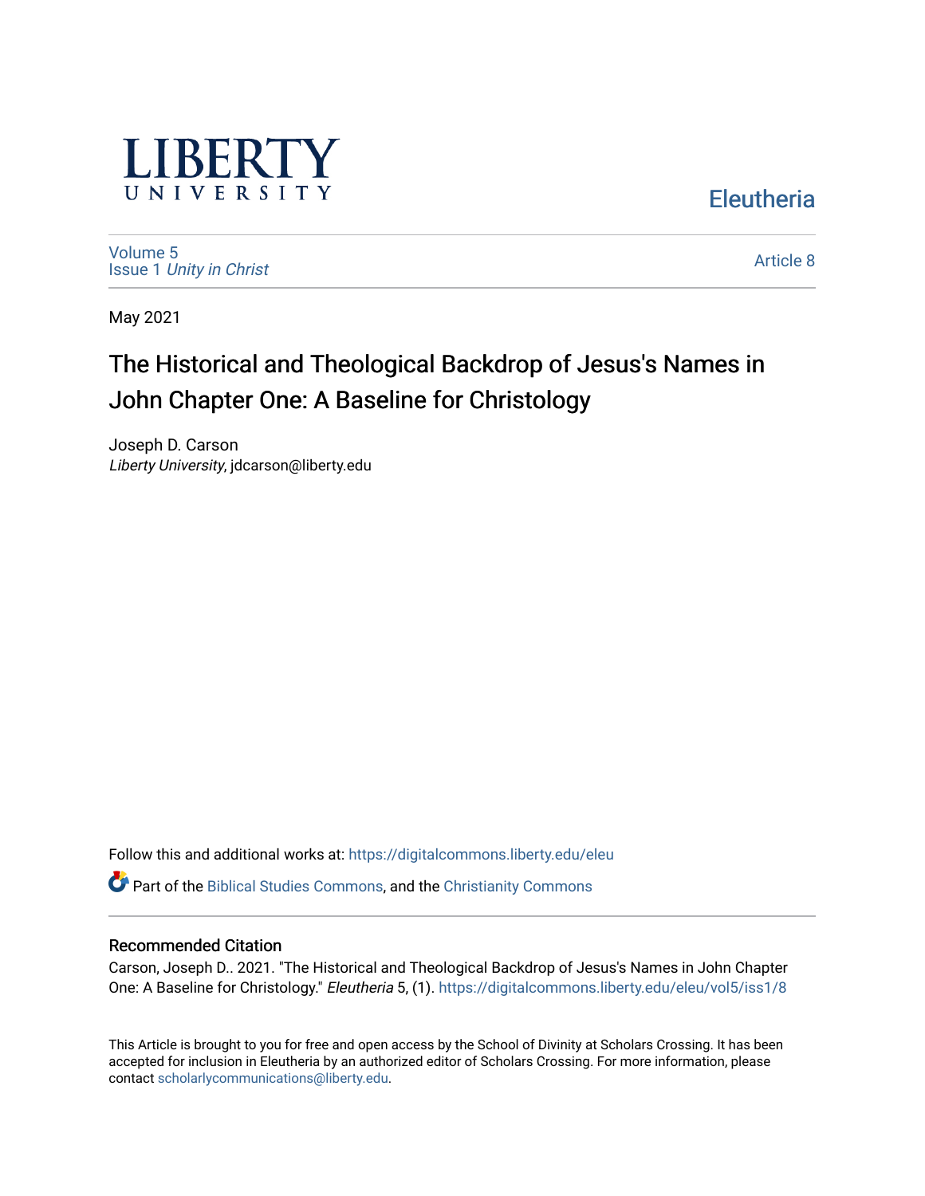LIBERTY UNIVERSITY

Eleutheria

Volume 5
Issue 1 *Unity in Christ*

Article 8

May 2021

# The Historical and Theological Backdrop of Jesus's Names in John Chapter One: A Baseline for Christology

Joseph D. Carson
*Liberty University*, jdcarson@liberty.edu

Follow this and additional works at: https://digitalcommons.liberty.edu/eleu

Part of the Biblical Studies Commons, and the Christianity Commons

### Recommended Citation

Carson, Joseph D.. 2021. "The Historical and Theological Backdrop of Jesus's Names in John Chapter One: A Baseline for Christology." *Eleutheria* 5, (1). https://digitalcommons.liberty.edu/eleu/vol5/iss1/8

This Article is brought to you for free and open access by the School of Divinity at Scholars Crossing. It has been accepted for inclusion in Eleutheria by an authorized editor of Scholars Crossing. For more information, please contact scholarlycommunications@liberty.edu.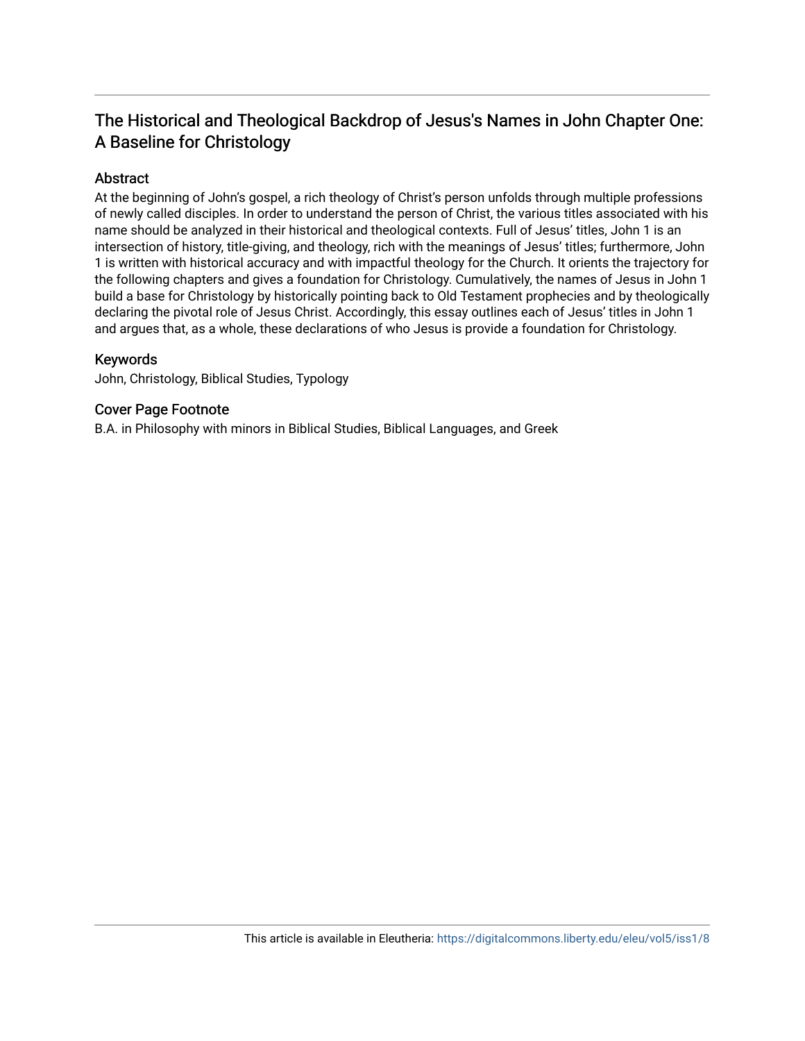# The Historical and Theological Backdrop of Jesus's Names in John Chapter One: A Baseline for Christology

## Abstract

At the beginning of John's gospel, a rich theology of Christ's person unfolds through multiple professions of newly called disciples. In order to understand the person of Christ, the various titles associated with his name should be analyzed in their historical and theological contexts. Full of Jesus' titles, John 1 is an intersection of history, title-giving, and theology, rich with the meanings of Jesus' titles; furthermore, John 1 is written with historical accuracy and with impactful theology for the Church. It orients the trajectory for the following chapters and gives a foundation for Christology. Cumulatively, the names of Jesus in John 1 build a base for Christology by historically pointing back to Old Testament prophecies and by theologically declaring the pivotal role of Jesus Christ. Accordingly, this essay outlines each of Jesus' titles in John 1 and argues that, as a whole, these declarations of who Jesus is provide a foundation for Christology.

## Keywords

John, Christology, Biblical Studies, Typology

## Cover Page Footnote

B.A. in Philosophy with minors in Biblical Studies, Biblical Languages, and Greek

This article is available in Eleutheria: https://digitalcommons.liberty.edu/eleu/vol5/iss1/8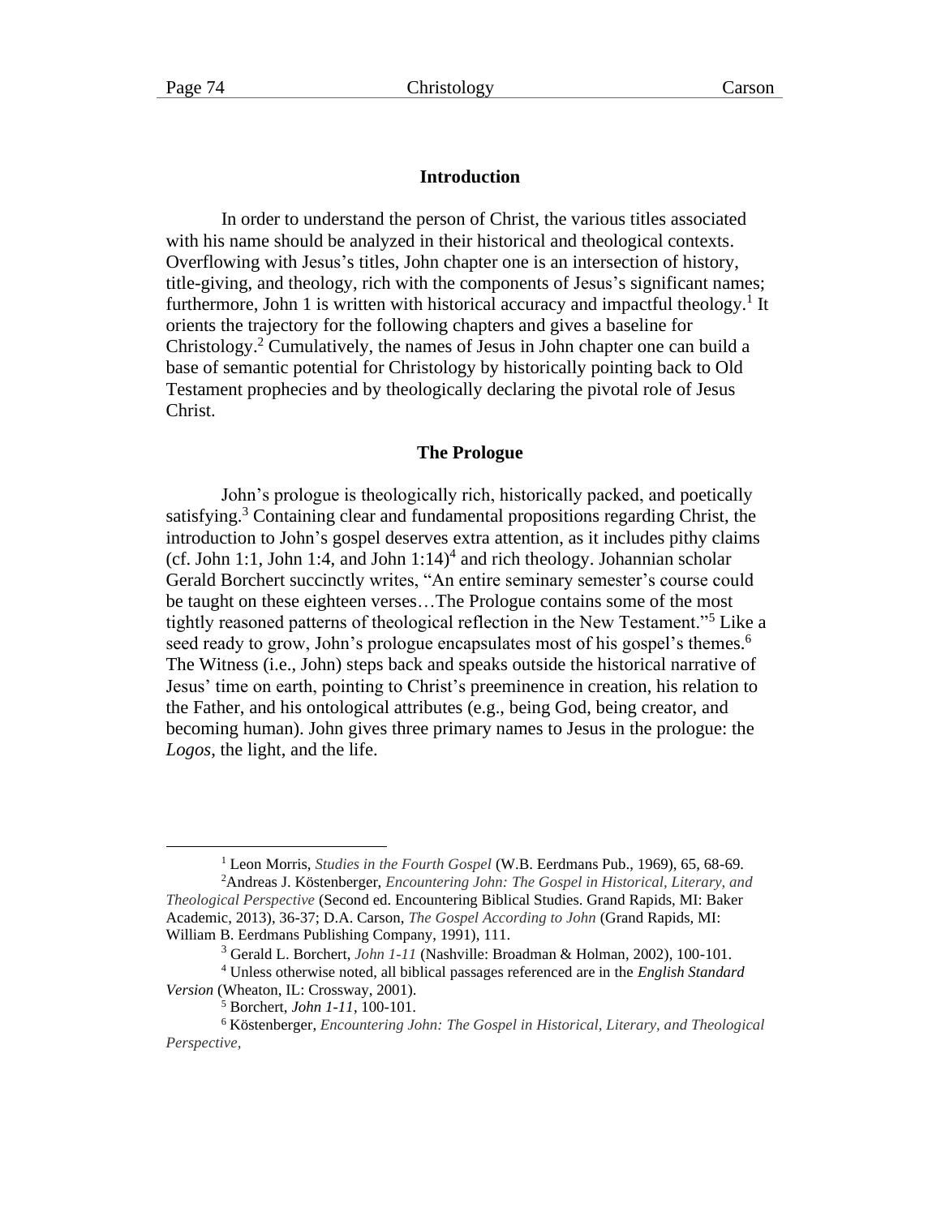## Introduction

In order to understand the person of Christ, the various titles associated with his name should be analyzed in their historical and theological contexts. Overflowing with Jesus's titles, John chapter one is an intersection of history, title-giving, and theology, rich with the components of Jesus's significant names; furthermore, John 1 is written with historical accuracy and impactful theology.[1] It orients the trajectory for the following chapters and gives a baseline for Christology.[2] Cumulatively, the names of Jesus in John chapter one can build a base of semantic potential for Christology by historically pointing back to Old Testament prophecies and by theologically declaring the pivotal role of Jesus Christ.

## The Prologue

John's prologue is theologically rich, historically packed, and poetically satisfying.[3] Containing clear and fundamental propositions regarding Christ, the introduction to John's gospel deserves extra attention, as it includes pithy claims (cf. John 1:1, John 1:4, and John 1:14)[4] and rich theology. Johannian scholar Gerald Borchert succinctly writes, "An entire seminary semester's course could be taught on these eighteen verses…The Prologue contains some of the most tightly reasoned patterns of theological reflection in the New Testament."[5] Like a seed ready to grow, John's prologue encapsulates most of his gospel's themes.[6] The Witness (i.e., John) steps back and speaks outside the historical narrative of Jesus' time on earth, pointing to Christ's preeminence in creation, his relation to the Father, and his ontological attributes (e.g., being God, being creator, and becoming human). John gives three primary names to Jesus in the prologue: the *Logos*, the light, and the life.

---

[1] Leon Morris, *Studies in the Fourth Gospel* (W.B. Eerdmans Pub., 1969), 65, 68-69.

[2] Andreas J. Köstenberger, *Encountering John: The Gospel in Historical, Literary, and Theological Perspective* (Second ed. Encountering Biblical Studies. Grand Rapids, MI: Baker Academic, 2013), 36-37; D.A. Carson, *The Gospel According to John* (Grand Rapids, MI: William B. Eerdmans Publishing Company, 1991), 111.

[3] Gerald L. Borchert, *John 1-11* (Nashville: Broadman & Holman, 2002), 100-101.

[4] Unless otherwise noted, all biblical passages referenced are in the *English Standard Version* (Wheaton, IL: Crossway, 2001).

[5] Borchert, *John 1-11*, 100-101.

[6] Köstenberger, *Encountering John: The Gospel in Historical, Literary, and Theological Perspective*,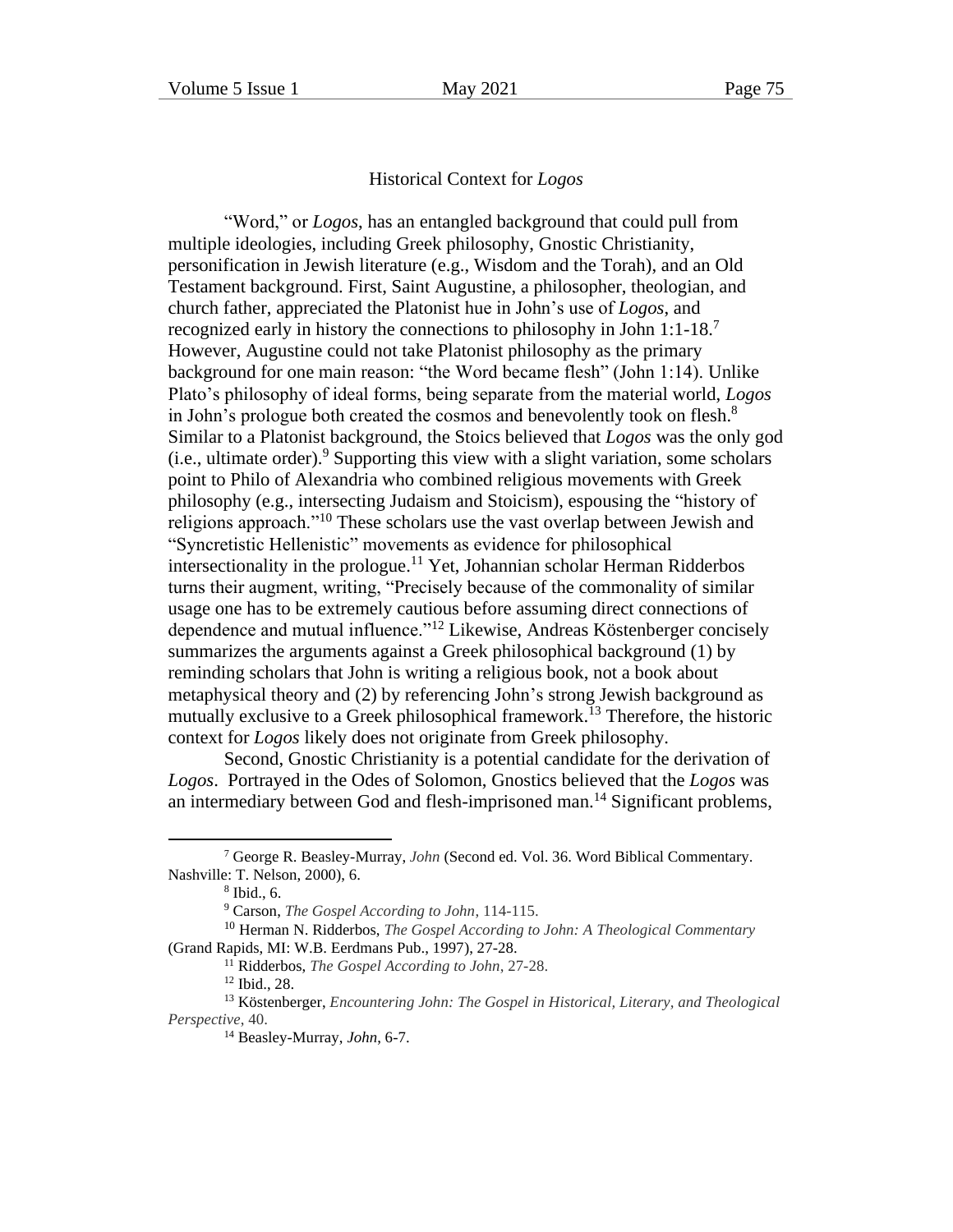## Historical Context for *Logos*

"Word," or *Logos*, has an entangled background that could pull from multiple ideologies, including Greek philosophy, Gnostic Christianity, personification in Jewish literature (e.g., Wisdom and the Torah), and an Old Testament background. First, Saint Augustine, a philosopher, theologian, and church father, appreciated the Platonist hue in John's use of *Logos*, and recognized early in history the connections to philosophy in John 1:1-18.[7] However, Augustine could not take Platonist philosophy as the primary background for one main reason: "the Word became flesh" (John 1:14). Unlike Plato's philosophy of ideal forms, being separate from the material world, *Logos* in John's prologue both created the cosmos and benevolently took on flesh.[8] Similar to a Platonist background, the Stoics believed that *Logos* was the only god (i.e., ultimate order).[9] Supporting this view with a slight variation, some scholars point to Philo of Alexandria who combined religious movements with Greek philosophy (e.g., intersecting Judaism and Stoicism), espousing the "history of religions approach."[10] These scholars use the vast overlap between Jewish and "Syncretistic Hellenistic" movements as evidence for philosophical intersectionality in the prologue.[11] Yet, Johannian scholar Herman Ridderbos turns their augment, writing, "Precisely because of the commonality of similar usage one has to be extremely cautious before assuming direct connections of dependence and mutual influence."[12] Likewise, Andreas Köstenberger concisely summarizes the arguments against a Greek philosophical background (1) by reminding scholars that John is writing a religious book, not a book about metaphysical theory and (2) by referencing John's strong Jewish background as mutually exclusive to a Greek philosophical framework.[13] Therefore, the historic context for *Logos* likely does not originate from Greek philosophy.

Second, Gnostic Christianity is a potential candidate for the derivation of *Logos*. Portrayed in the Odes of Solomon, Gnostics believed that the *Logos* was an intermediary between God and flesh-imprisoned man.[14] Significant problems,

---

[7] George R. Beasley-Murray, *John* (Second ed. Vol. 36. Word Biblical Commentary. Nashville: T. Nelson, 2000), 6.

[8] Ibid., 6.

[9] Carson, *The Gospel According to John*, 114-115.

[10] Herman N. Ridderbos, *The Gospel According to John: A Theological Commentary* (Grand Rapids, MI: W.B. Eerdmans Pub., 1997), 27-28.

[11] Ridderbos, *The Gospel According to John*, 27-28.

[12] Ibid., 28.

[13] Köstenberger, *Encountering John: The Gospel in Historical, Literary, and Theological Perspective*, 40.

[14] Beasley-Murray, *John*, 6-7.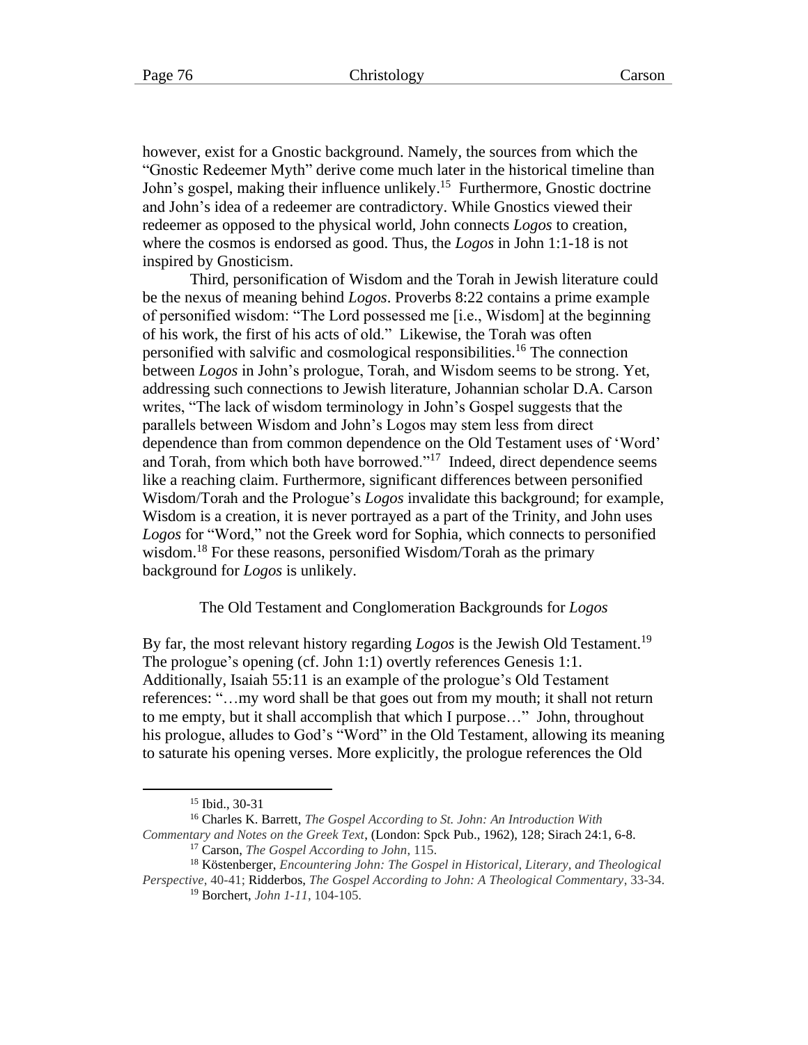however, exist for a Gnostic background. Namely, the sources from which the "Gnostic Redeemer Myth" derive come much later in the historical timeline than John's gospel, making their influence unlikely.[15] Furthermore, Gnostic doctrine and John's idea of a redeemer are contradictory. While Gnostics viewed their redeemer as opposed to the physical world, John connects *Logos* to creation, where the cosmos is endorsed as good. Thus, the *Logos* in John 1:1-18 is not inspired by Gnosticism.

Third, personification of Wisdom and the Torah in Jewish literature could be the nexus of meaning behind *Logos*. Proverbs 8:22 contains a prime example of personified wisdom: "The Lord possessed me [i.e., Wisdom] at the beginning of his work, the first of his acts of old." Likewise, the Torah was often personified with salvific and cosmological responsibilities.[16] The connection between *Logos* in John's prologue, Torah, and Wisdom seems to be strong. Yet, addressing such connections to Jewish literature, Johannian scholar D.A. Carson writes, "The lack of wisdom terminology in John's Gospel suggests that the parallels between Wisdom and John's Logos may stem less from direct dependence than from common dependence on the Old Testament uses of 'Word' and Torah, from which both have borrowed."[17] Indeed, direct dependence seems like a reaching claim. Furthermore, significant differences between personified Wisdom/Torah and the Prologue's *Logos* invalidate this background; for example, Wisdom is a creation, it is never portrayed as a part of the Trinity, and John uses *Logos* for "Word," not the Greek word for Sophia, which connects to personified wisdom.[18] For these reasons, personified Wisdom/Torah as the primary background for *Logos* is unlikely.

## The Old Testament and Conglomeration Backgrounds for *Logos*

By far, the most relevant history regarding *Logos* is the Jewish Old Testament.[19] The prologue's opening (cf. John 1:1) overtly references Genesis 1:1. Additionally, Isaiah 55:11 is an example of the prologue's Old Testament references: "…my word shall be that goes out from my mouth; it shall not return to me empty, but it shall accomplish that which I purpose…" John, throughout his prologue, alludes to God's "Word" in the Old Testament, allowing its meaning to saturate his opening verses. More explicitly, the prologue references the Old

---

[15] Ibid., 30-31

[16] Charles K. Barrett, *The Gospel According to St. John: An Introduction With Commentary and Notes on the Greek Text*, (London: Spck Pub., 1962), 128; Sirach 24:1, 6-8.

[17] Carson, *The Gospel According to John*, 115.

[18] Köstenberger, *Encountering John: The Gospel in Historical, Literary, and Theological Perspective*, 40-41; Ridderbos, *The Gospel According to John: A Theological Commentary*, 33-34.

[19] Borchert, *John 1-11*, 104-105.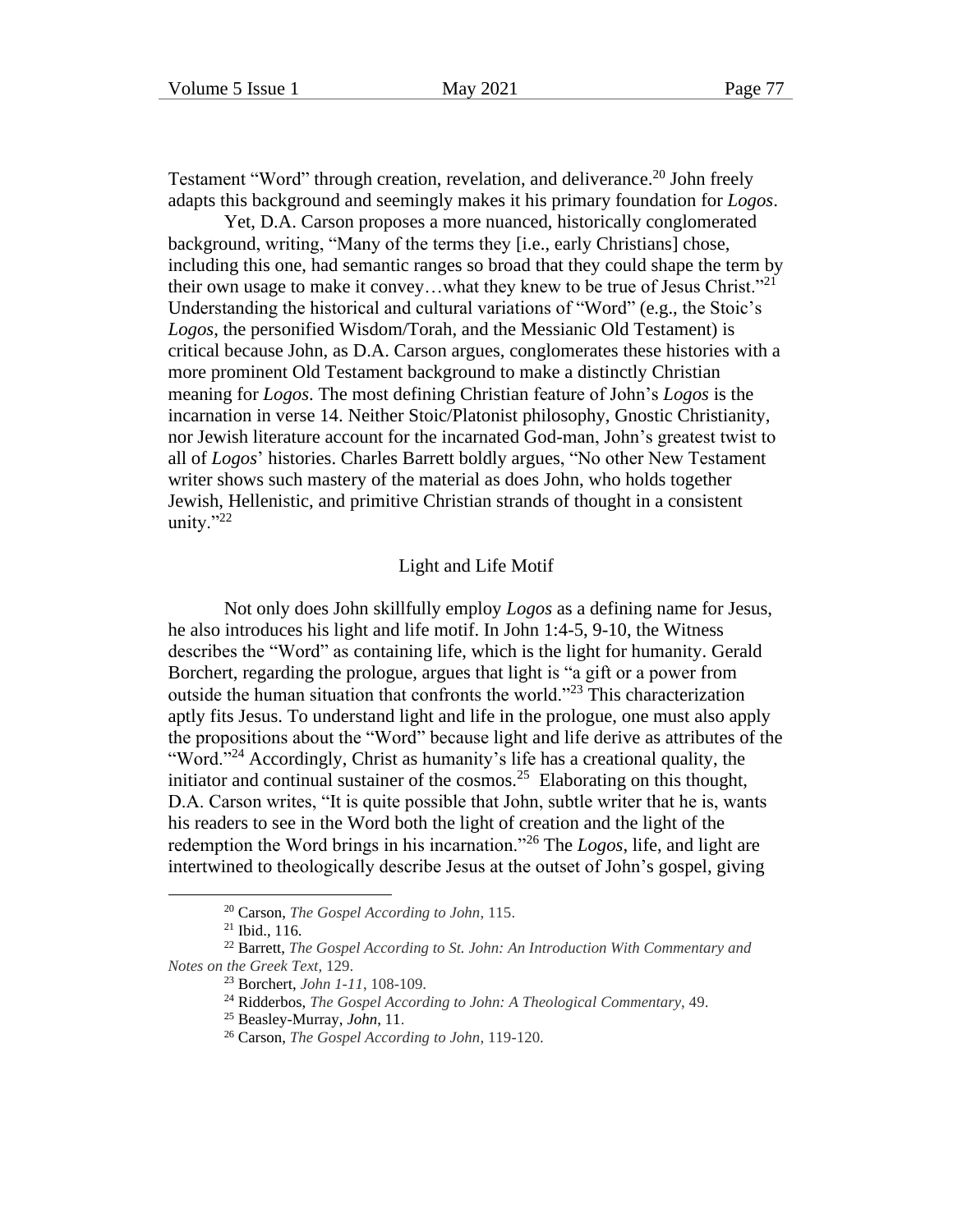Testament "Word" through creation, revelation, and deliverance.[20] John freely adapts this background and seemingly makes it his primary foundation for *Logos*.

Yet, D.A. Carson proposes a more nuanced, historically conglomerated background, writing, "Many of the terms they [i.e., early Christians] chose, including this one, had semantic ranges so broad that they could shape the term by their own usage to make it convey…what they knew to be true of Jesus Christ."[21] Understanding the historical and cultural variations of "Word" (e.g., the Stoic's *Logos*, the personified Wisdom/Torah, and the Messianic Old Testament) is critical because John, as D.A. Carson argues, conglomerates these histories with a more prominent Old Testament background to make a distinctly Christian meaning for *Logos*. The most defining Christian feature of John's *Logos* is the incarnation in verse 14. Neither Stoic/Platonist philosophy, Gnostic Christianity, nor Jewish literature account for the incarnated God-man, John's greatest twist to all of *Logos*' histories. Charles Barrett boldly argues, "No other New Testament writer shows such mastery of the material as does John, who holds together Jewish, Hellenistic, and primitive Christian strands of thought in a consistent unity."[22]

## Light and Life Motif

Not only does John skillfully employ *Logos* as a defining name for Jesus, he also introduces his light and life motif. In John 1:4-5, 9-10, the Witness describes the "Word" as containing life, which is the light for humanity. Gerald Borchert, regarding the prologue, argues that light is "a gift or a power from outside the human situation that confronts the world."[23] This characterization aptly fits Jesus. To understand light and life in the prologue, one must also apply the propositions about the "Word" because light and life derive as attributes of the "Word."[24] Accordingly, Christ as humanity's life has a creational quality, the initiator and continual sustainer of the cosmos.[25] Elaborating on this thought, D.A. Carson writes, "It is quite possible that John, subtle writer that he is, wants his readers to see in the Word both the light of creation and the light of the redemption the Word brings in his incarnation."[26] The *Logos*, life, and light are intertwined to theologically describe Jesus at the outset of John's gospel, giving

---

[20] Carson, *The Gospel According to John*, 115.

[21] Ibid., 116.

[22] Barrett, *The Gospel According to St. John: An Introduction With Commentary and Notes on the Greek Text*, 129.

[23] Borchert, *John 1-11*, 108-109.

[24] Ridderbos, *The Gospel According to John: A Theological Commentary*, 49.

[25] Beasley-Murray, *John*, 11.

[26] Carson, *The Gospel According to John*, 119-120.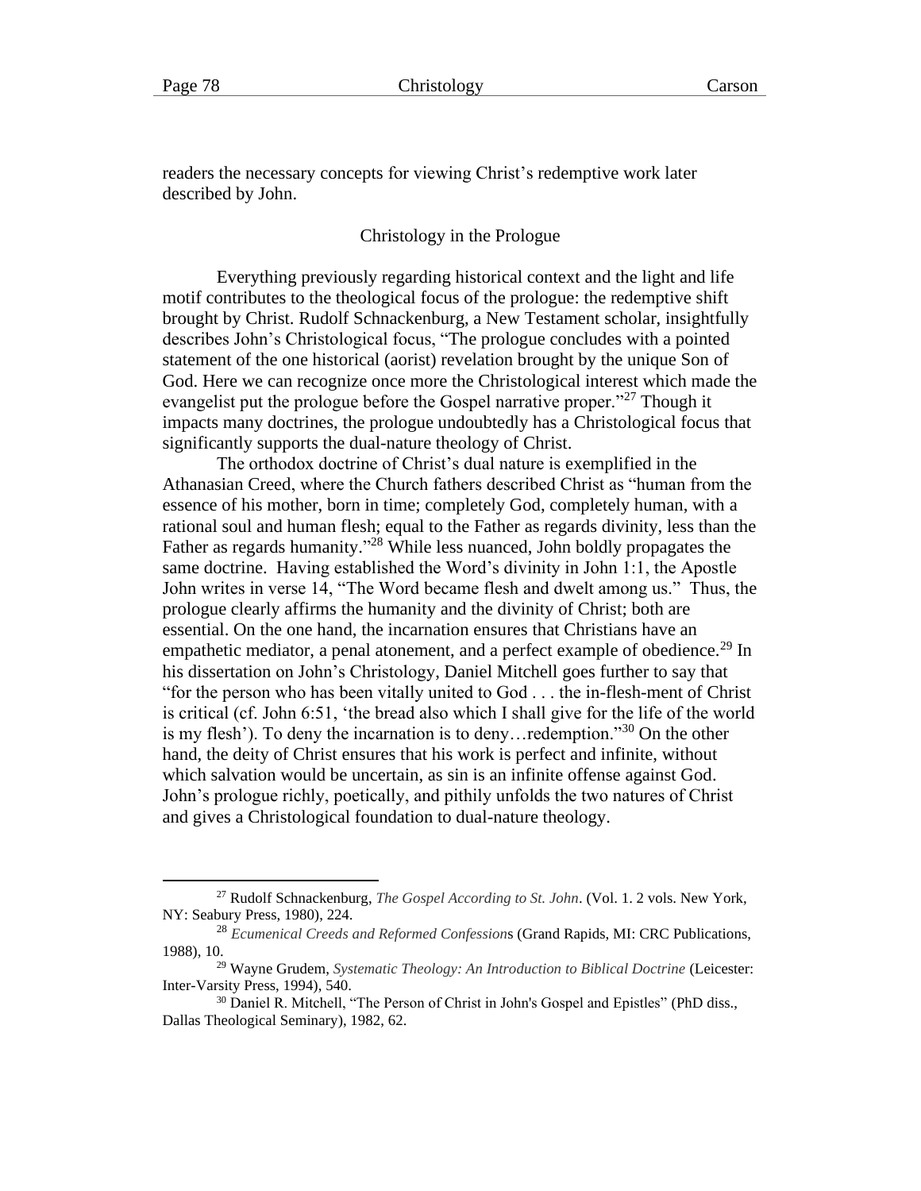readers the necessary concepts for viewing Christ's redemptive work later described by John.

## Christology in the Prologue

Everything previously regarding historical context and the light and life motif contributes to the theological focus of the prologue: the redemptive shift brought by Christ. Rudolf Schnackenburg, a New Testament scholar, insightfully describes John's Christological focus, "The prologue concludes with a pointed statement of the one historical (aorist) revelation brought by the unique Son of God. Here we can recognize once more the Christological interest which made the evangelist put the prologue before the Gospel narrative proper."[27] Though it impacts many doctrines, the prologue undoubtedly has a Christological focus that significantly supports the dual-nature theology of Christ.

The orthodox doctrine of Christ's dual nature is exemplified in the Athanasian Creed, where the Church fathers described Christ as "human from the essence of his mother, born in time; completely God, completely human, with a rational soul and human flesh; equal to the Father as regards divinity, less than the Father as regards humanity."[28] While less nuanced, John boldly propagates the same doctrine. Having established the Word's divinity in John 1:1, the Apostle John writes in verse 14, "The Word became flesh and dwelt among us." Thus, the prologue clearly affirms the humanity and the divinity of Christ; both are essential. On the one hand, the incarnation ensures that Christians have an empathetic mediator, a penal atonement, and a perfect example of obedience.[29] In his dissertation on John's Christology, Daniel Mitchell goes further to say that "for the person who has been vitally united to God . . . the in-flesh-ment of Christ is critical (cf. John 6:51, 'the bread also which I shall give for the life of the world is my flesh'). To deny the incarnation is to deny…redemption."[30] On the other hand, the deity of Christ ensures that his work is perfect and infinite, without which salvation would be uncertain, as sin is an infinite offense against God. John's prologue richly, poetically, and pithily unfolds the two natures of Christ and gives a Christological foundation to dual-nature theology.

---

[27] Rudolf Schnackenburg, *The Gospel According to St. John*. (Vol. 1. 2 vols. New York, NY: Seabury Press, 1980), 224.

[28] *Ecumenical Creeds and Reformed Confessions* (Grand Rapids, MI: CRC Publications, 1988), 10.

[29] Wayne Grudem, *Systematic Theology: An Introduction to Biblical Doctrine* (Leicester: Inter-Varsity Press, 1994), 540.

[30] Daniel R. Mitchell, "The Person of Christ in John's Gospel and Epistles" (PhD diss., Dallas Theological Seminary), 1982, 62.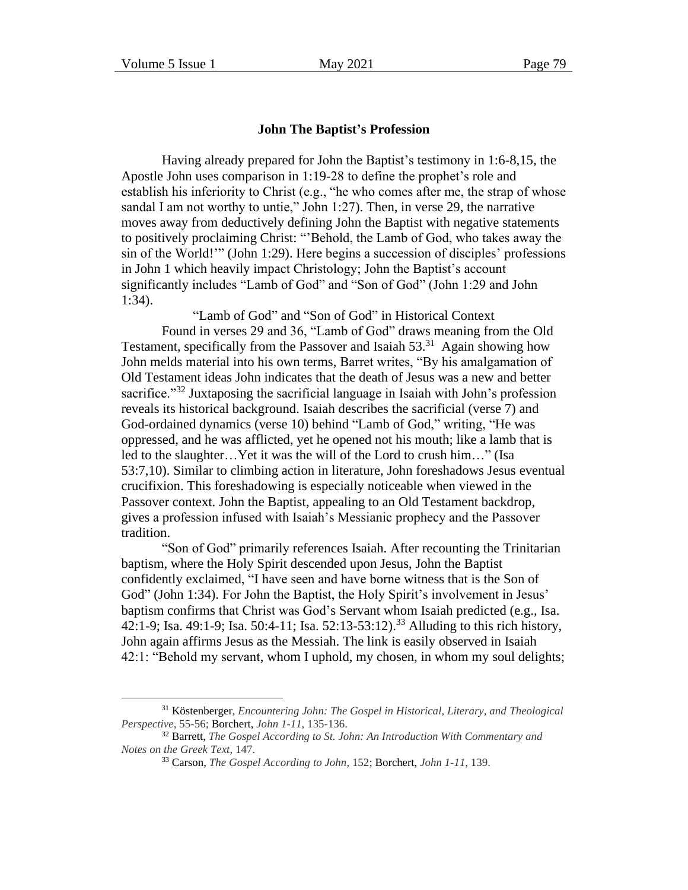### John The Baptist's Profession

Having already prepared for John the Baptist's testimony in 1:6-8,15, the Apostle John uses comparison in 1:19-28 to define the prophet's role and establish his inferiority to Christ (e.g., "he who comes after me, the strap of whose sandal I am not worthy to untie," John 1:27). Then, in verse 29, the narrative moves away from deductively defining John the Baptist with negative statements to positively proclaiming Christ: "'Behold, the Lamb of God, who takes away the sin of the World!'" (John 1:29). Here begins a succession of disciples' professions in John 1 which heavily impact Christology; John the Baptist's account significantly includes "Lamb of God" and "Son of God" (John 1:29 and John 1:34).

"Lamb of God" and "Son of God" in Historical Context

Found in verses 29 and 36, "Lamb of God" draws meaning from the Old Testament, specifically from the Passover and Isaiah 53.[31] Again showing how John melds material into his own terms, Barret writes, "By his amalgamation of Old Testament ideas John indicates that the death of Jesus was a new and better sacrifice."[32] Juxtaposing the sacrificial language in Isaiah with John's profession reveals its historical background. Isaiah describes the sacrificial (verse 7) and God-ordained dynamics (verse 10) behind "Lamb of God," writing, "He was oppressed, and he was afflicted, yet he opened not his mouth; like a lamb that is led to the slaughter…Yet it was the will of the Lord to crush him…" (Isa 53:7,10). Similar to climbing action in literature, John foreshadows Jesus eventual crucifixion. This foreshadowing is especially noticeable when viewed in the Passover context. John the Baptist, appealing to an Old Testament backdrop, gives a profession infused with Isaiah's Messianic prophecy and the Passover tradition.

"Son of God" primarily references Isaiah. After recounting the Trinitarian baptism, where the Holy Spirit descended upon Jesus, John the Baptist confidently exclaimed, "I have seen and have borne witness that is the Son of God" (John 1:34). For John the Baptist, the Holy Spirit's involvement in Jesus' baptism confirms that Christ was God's Servant whom Isaiah predicted (e.g., Isa. 42:1-9; Isa. 49:1-9; Isa. 50:4-11; Isa. 52:13-53:12).[33] Alluding to this rich history, John again affirms Jesus as the Messiah. The link is easily observed in Isaiah 42:1: "Behold my servant, whom I uphold, my chosen, in whom my soul delights;

---

[31] Köstenberger, *Encountering John: The Gospel in Historical, Literary, and Theological Perspective*, 55-56; Borchert, *John 1-11*, 135-136.

[32] Barrett, *The Gospel According to St. John: An Introduction With Commentary and Notes on the Greek Text*, 147.

[33] Carson, *The Gospel According to John*, 152; Borchert, *John 1-11*, 139.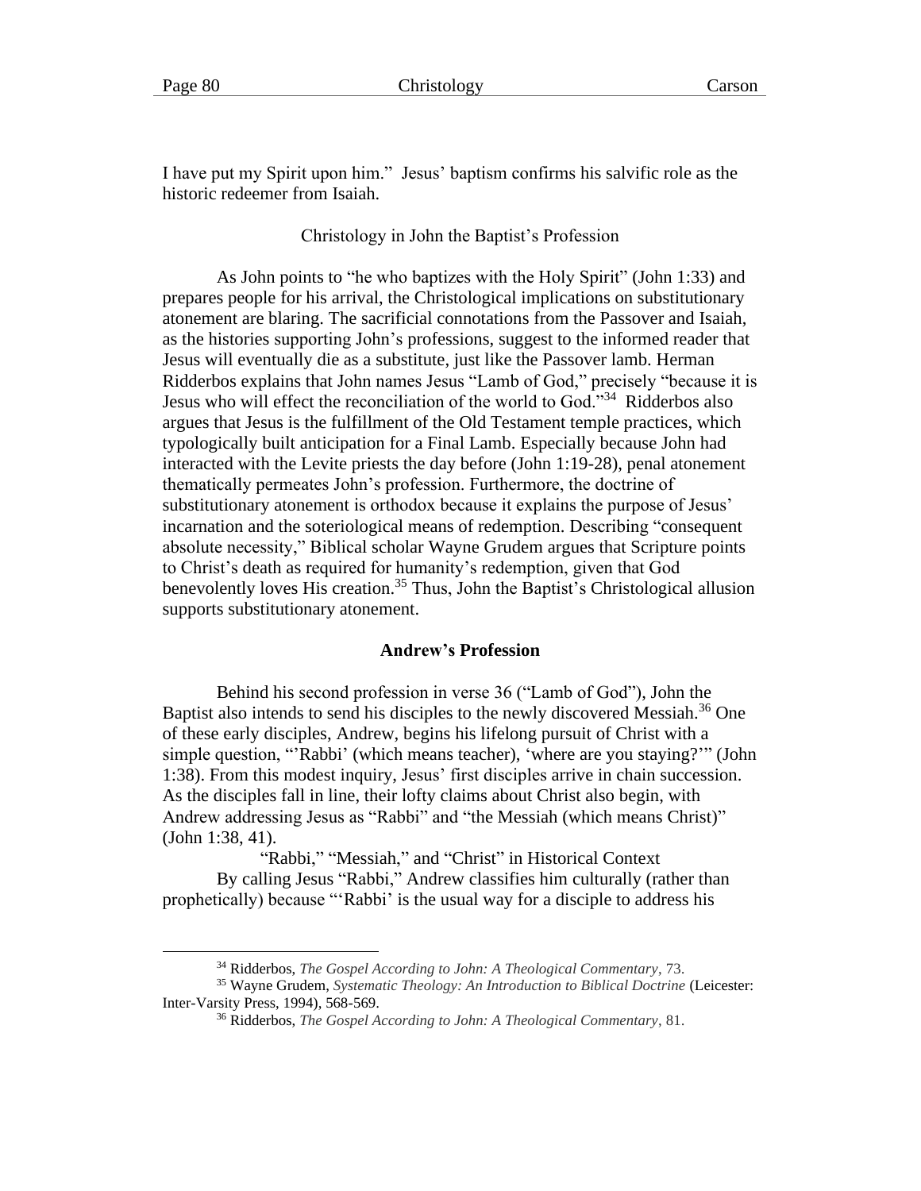I have put my Spirit upon him." Jesus' baptism confirms his salvific role as the historic redeemer from Isaiah.

### Christology in John the Baptist's Profession

As John points to "he who baptizes with the Holy Spirit" (John 1:33) and prepares people for his arrival, the Christological implications on substitutionary atonement are blaring. The sacrificial connotations from the Passover and Isaiah, as the histories supporting John's professions, suggest to the informed reader that Jesus will eventually die as a substitute, just like the Passover lamb. Herman Ridderbos explains that John names Jesus "Lamb of God," precisely "because it is Jesus who will effect the reconciliation of the world to God."[34] Ridderbos also argues that Jesus is the fulfillment of the Old Testament temple practices, which typologically built anticipation for a Final Lamb. Especially because John had interacted with the Levite priests the day before (John 1:19-28), penal atonement thematically permeates John's profession. Furthermore, the doctrine of substitutionary atonement is orthodox because it explains the purpose of Jesus' incarnation and the soteriological means of redemption. Describing "consequent absolute necessity," Biblical scholar Wayne Grudem argues that Scripture points to Christ's death as required for humanity's redemption, given that God benevolently loves His creation.[35] Thus, John the Baptist's Christological allusion supports substitutionary atonement.

## Andrew's Profession

Behind his second profession in verse 36 ("Lamb of God"), John the Baptist also intends to send his disciples to the newly discovered Messiah.[36] One of these early disciples, Andrew, begins his lifelong pursuit of Christ with a simple question, "'Rabbi' (which means teacher), 'where are you staying?'" (John 1:38). From this modest inquiry, Jesus' first disciples arrive in chain succession. As the disciples fall in line, their lofty claims about Christ also begin, with Andrew addressing Jesus as "Rabbi" and "the Messiah (which means Christ)" (John 1:38, 41).

### "Rabbi," "Messiah," and "Christ" in Historical Context

By calling Jesus "Rabbi," Andrew classifies him culturally (rather than prophetically) because "'Rabbi' is the usual way for a disciple to address his

---

[34] Ridderbos, *The Gospel According to John: A Theological Commentary*, 73.

[35] Wayne Grudem, *Systematic Theology: An Introduction to Biblical Doctrine* (Leicester: Inter-Varsity Press, 1994), 568-569.

[36] Ridderbos, *The Gospel According to John: A Theological Commentary*, 81.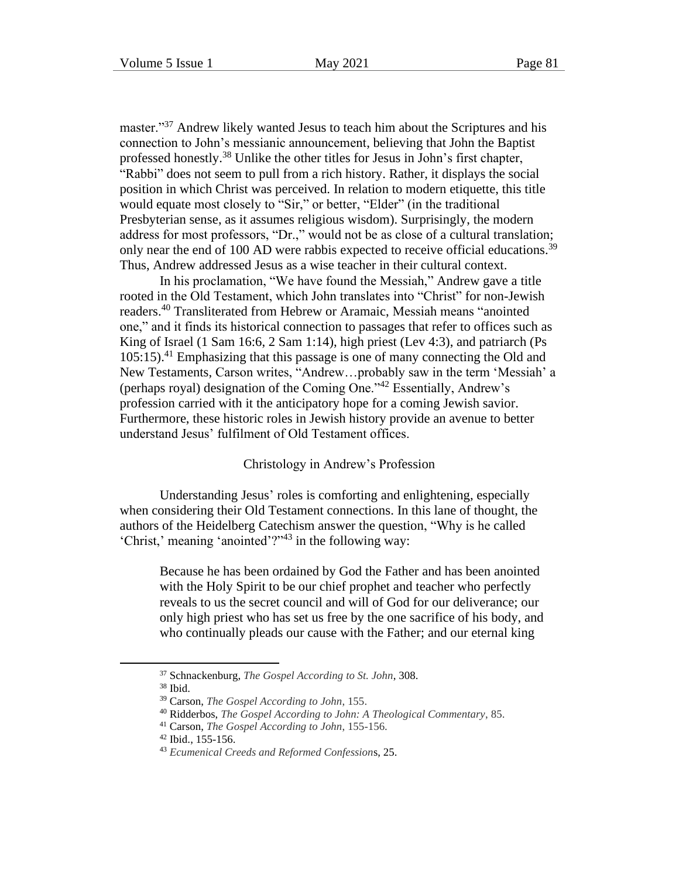master."[37] Andrew likely wanted Jesus to teach him about the Scriptures and his connection to John's messianic announcement, believing that John the Baptist professed honestly.[38] Unlike the other titles for Jesus in John's first chapter, "Rabbi" does not seem to pull from a rich history. Rather, it displays the social position in which Christ was perceived. In relation to modern etiquette, this title would equate most closely to "Sir," or better, "Elder" (in the traditional Presbyterian sense, as it assumes religious wisdom). Surprisingly, the modern address for most professors, "Dr.," would not be as close of a cultural translation; only near the end of 100 AD were rabbis expected to receive official educations.[39] Thus, Andrew addressed Jesus as a wise teacher in their cultural context.

In his proclamation, "We have found the Messiah," Andrew gave a title rooted in the Old Testament, which John translates into "Christ" for non-Jewish readers.[40] Transliterated from Hebrew or Aramaic, Messiah means "anointed one," and it finds its historical connection to passages that refer to offices such as King of Israel (1 Sam 16:6, 2 Sam 1:14), high priest (Lev 4:3), and patriarch (Ps 105:15).[41] Emphasizing that this passage is one of many connecting the Old and New Testaments, Carson writes, "Andrew…probably saw in the term 'Messiah' a (perhaps royal) designation of the Coming One."[42] Essentially, Andrew's profession carried with it the anticipatory hope for a coming Jewish savior. Furthermore, these historic roles in Jewish history provide an avenue to better understand Jesus' fulfilment of Old Testament offices.

## Christology in Andrew's Profession

Understanding Jesus' roles is comforting and enlightening, especially when considering their Old Testament connections. In this lane of thought, the authors of the Heidelberg Catechism answer the question, "Why is he called 'Christ,' meaning 'anointed'?"[43] in the following way:

> Because he has been ordained by God the Father and has been anointed with the Holy Spirit to be our chief prophet and teacher who perfectly reveals to us the secret council and will of God for our deliverance; our only high priest who has set us free by the one sacrifice of his body, and who continually pleads our cause with the Father; and our eternal king

---

[37] Schnackenburg, *The Gospel According to St. John*, 308.

[38] Ibid.

[39] Carson, *The Gospel According to John*, 155.

[40] Ridderbos, *The Gospel According to John: A Theological Commentary*, 85.

[41] Carson, *The Gospel According to John*, 155-156.

[42] Ibid., 155-156.

[43] *Ecumenical Creeds and Reformed Confession*s, 25.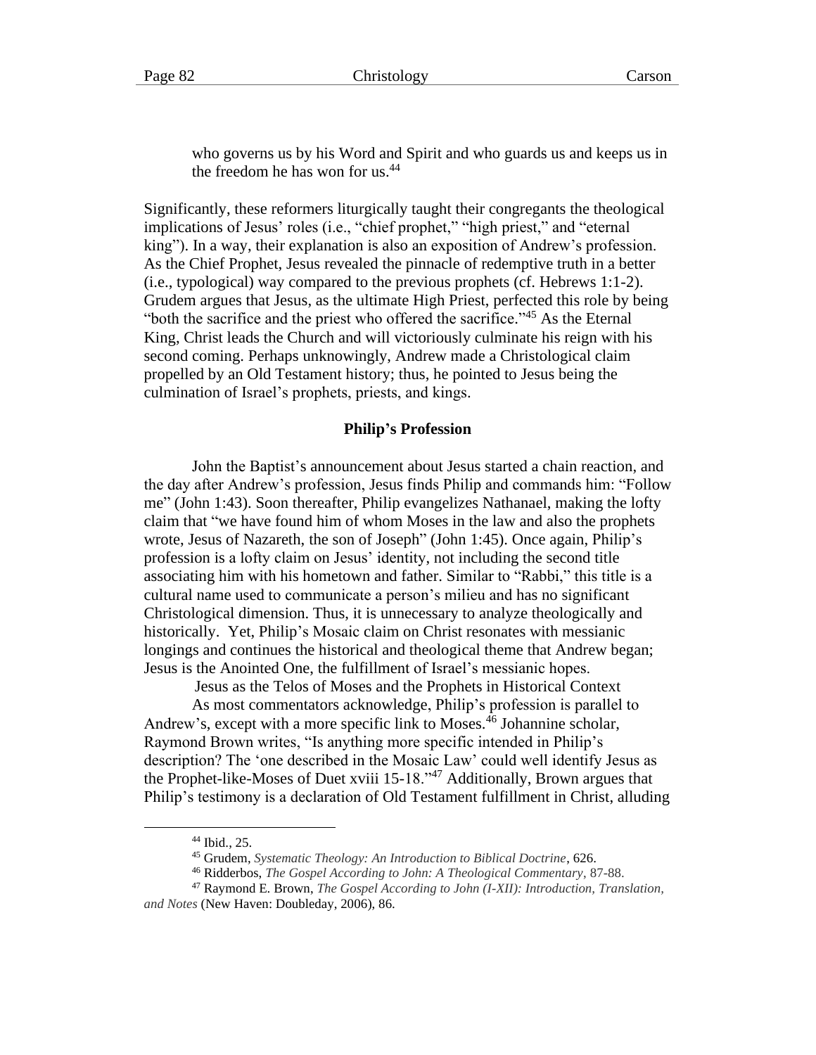> who governs us by his Word and Spirit and who guards us and keeps us in the freedom he has won for us.[44]

Significantly, these reformers liturgically taught their congregants the theological implications of Jesus' roles (i.e., "chief prophet," "high priest," and "eternal king"). In a way, their explanation is also an exposition of Andrew's profession. As the Chief Prophet, Jesus revealed the pinnacle of redemptive truth in a better (i.e., typological) way compared to the previous prophets (cf. Hebrews 1:1-2). Grudem argues that Jesus, as the ultimate High Priest, perfected this role by being "both the sacrifice and the priest who offered the sacrifice."[45] As the Eternal King, Christ leads the Church and will victoriously culminate his reign with his second coming. Perhaps unknowingly, Andrew made a Christological claim propelled by an Old Testament history; thus, he pointed to Jesus being the culmination of Israel's prophets, priests, and kings.

## Philip's Profession

John the Baptist's announcement about Jesus started a chain reaction, and the day after Andrew's profession, Jesus finds Philip and commands him: "Follow me" (John 1:43). Soon thereafter, Philip evangelizes Nathanael, making the lofty claim that "we have found him of whom Moses in the law and also the prophets wrote, Jesus of Nazareth, the son of Joseph" (John 1:45). Once again, Philip's profession is a lofty claim on Jesus' identity, not including the second title associating him with his hometown and father. Similar to "Rabbi," this title is a cultural name used to communicate a person's milieu and has no significant Christological dimension. Thus, it is unnecessary to analyze theologically and historically. Yet, Philip's Mosaic claim on Christ resonates with messianic longings and continues the historical and theological theme that Andrew began; Jesus is the Anointed One, the fulfillment of Israel's messianic hopes.

Jesus as the Telos of Moses and the Prophets in Historical Context

As most commentators acknowledge, Philip's profession is parallel to Andrew's, except with a more specific link to Moses.[46] Johannine scholar, Raymond Brown writes, "Is anything more specific intended in Philip's description? The 'one described in the Mosaic Law' could well identify Jesus as the Prophet-like-Moses of Duet xviii 15-18."[47] Additionally, Brown argues that Philip's testimony is a declaration of Old Testament fulfillment in Christ, alluding

---

[44] Ibid., 25.

[45] Grudem, *Systematic Theology: An Introduction to Biblical Doctrine*, 626.

[46] Ridderbos, *The Gospel According to John: A Theological Commentary*, 87-88.

[47] Raymond E. Brown, *The Gospel According to John (I-XII): Introduction, Translation, and Notes* (New Haven: Doubleday, 2006), 86.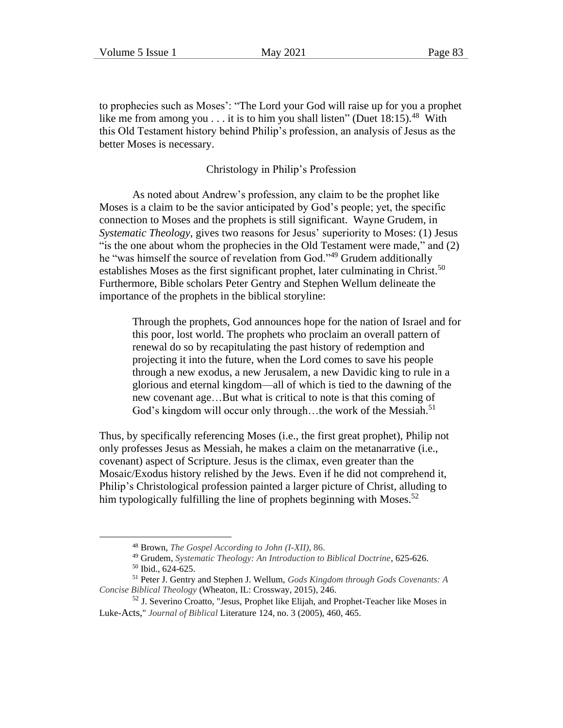to prophecies such as Moses': "The Lord your God will raise up for you a prophet like me from among you . . . it is to him you shall listen" (Duet 18:15).[48] With this Old Testament history behind Philip's profession, an analysis of Jesus as the better Moses is necessary.

## Christology in Philip's Profession

As noted about Andrew's profession, any claim to be the prophet like Moses is a claim to be the savior anticipated by God's people; yet, the specific connection to Moses and the prophets is still significant. Wayne Grudem, in *Systematic Theology*, gives two reasons for Jesus' superiority to Moses: (1) Jesus "is the one about whom the prophecies in the Old Testament were made," and (2) he "was himself the source of revelation from God."[49] Grudem additionally establishes Moses as the first significant prophet, later culminating in Christ.[50] Furthermore, Bible scholars Peter Gentry and Stephen Wellum delineate the importance of the prophets in the biblical storyline:

> Through the prophets, God announces hope for the nation of Israel and for this poor, lost world. The prophets who proclaim an overall pattern of renewal do so by recapitulating the past history of redemption and projecting it into the future, when the Lord comes to save his people through a new exodus, a new Jerusalem, a new Davidic king to rule in a glorious and eternal kingdom—all of which is tied to the dawning of the new covenant age…But what is critical to note is that this coming of God's kingdom will occur only through…the work of the Messiah.[51]

Thus, by specifically referencing Moses (i.e., the first great prophet), Philip not only professes Jesus as Messiah, he makes a claim on the metanarrative (i.e., covenant) aspect of Scripture. Jesus is the climax, even greater than the Mosaic/Exodus history relished by the Jews. Even if he did not comprehend it, Philip's Christological profession painted a larger picture of Christ, alluding to him typologically fulfilling the line of prophets beginning with Moses.[52]

---

[48] Brown, *The Gospel According to John (I-XII),* 86.

[49] Grudem, *Systematic Theology: An Introduction to Biblical Doctrine*, 625-626.

[50] Ibid., 624-625.

[51] Peter J. Gentry and Stephen J. Wellum, *Gods Kingdom through Gods Covenants: A Concise Biblical Theology* (Wheaton, IL: Crossway, 2015), 246.

[52] J. Severino Croatto, "Jesus, Prophet like Elijah, and Prophet-Teacher like Moses in Luke-Acts," *Journal of Biblical* Literature 124, no. 3 (2005), 460, 465.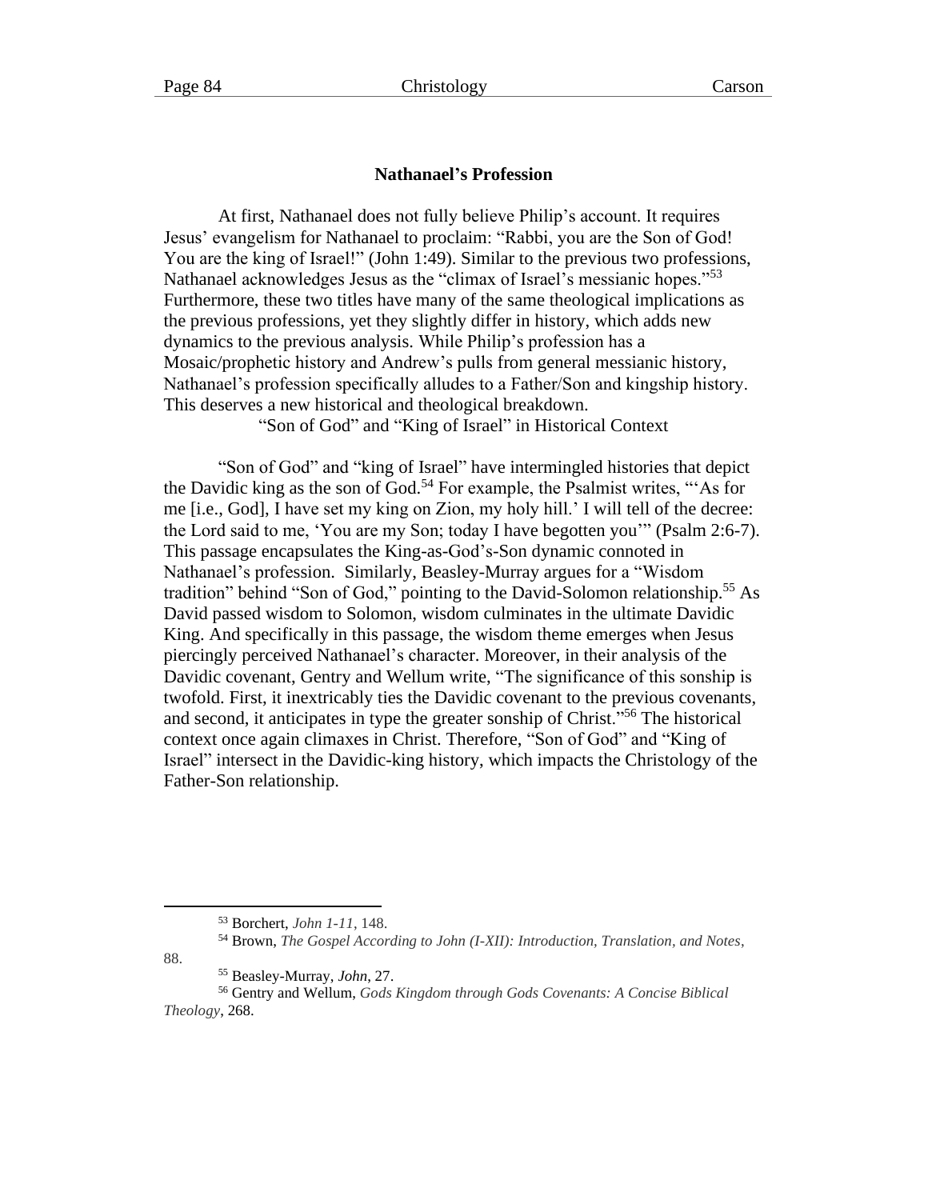## Nathanael's Profession

At first, Nathanael does not fully believe Philip's account. It requires Jesus' evangelism for Nathanael to proclaim: "Rabbi, you are the Son of God! You are the king of Israel!" (John 1:49). Similar to the previous two professions, Nathanael acknowledges Jesus as the "climax of Israel's messianic hopes."[53] Furthermore, these two titles have many of the same theological implications as the previous professions, yet they slightly differ in history, which adds new dynamics to the previous analysis. While Philip's profession has a Mosaic/prophetic history and Andrew's pulls from general messianic history, Nathanael's profession specifically alludes to a Father/Son and kingship history. This deserves a new historical and theological breakdown.

### "Son of God" and "King of Israel" in Historical Context

"Son of God" and "king of Israel" have intermingled histories that depict the Davidic king as the son of God.[54] For example, the Psalmist writes, "'As for me [i.e., God], I have set my king on Zion, my holy hill.' I will tell of the decree: the Lord said to me, 'You are my Son; today I have begotten you'" (Psalm 2:6-7). This passage encapsulates the King-as-God's-Son dynamic connoted in Nathanael's profession. Similarly, Beasley-Murray argues for a "Wisdom tradition" behind "Son of God," pointing to the David-Solomon relationship.[55] As David passed wisdom to Solomon, wisdom culminates in the ultimate Davidic King. And specifically in this passage, the wisdom theme emerges when Jesus piercingly perceived Nathanael's character. Moreover, in their analysis of the Davidic covenant, Gentry and Wellum write, "The significance of this sonship is twofold. First, it inextricably ties the Davidic covenant to the previous covenants, and second, it anticipates in type the greater sonship of Christ."[56] The historical context once again climaxes in Christ. Therefore, "Son of God" and "King of Israel" intersect in the Davidic-king history, which impacts the Christology of the Father-Son relationship.

---

[53] Borchert, *John 1-11*, 148.

[54] Brown, *The Gospel According to John (I-XII): Introduction, Translation, and Notes*, 88.

[55] Beasley-Murray, *John*, 27.

[56] Gentry and Wellum, *Gods Kingdom through Gods Covenants: A Concise Biblical Theology*, 268.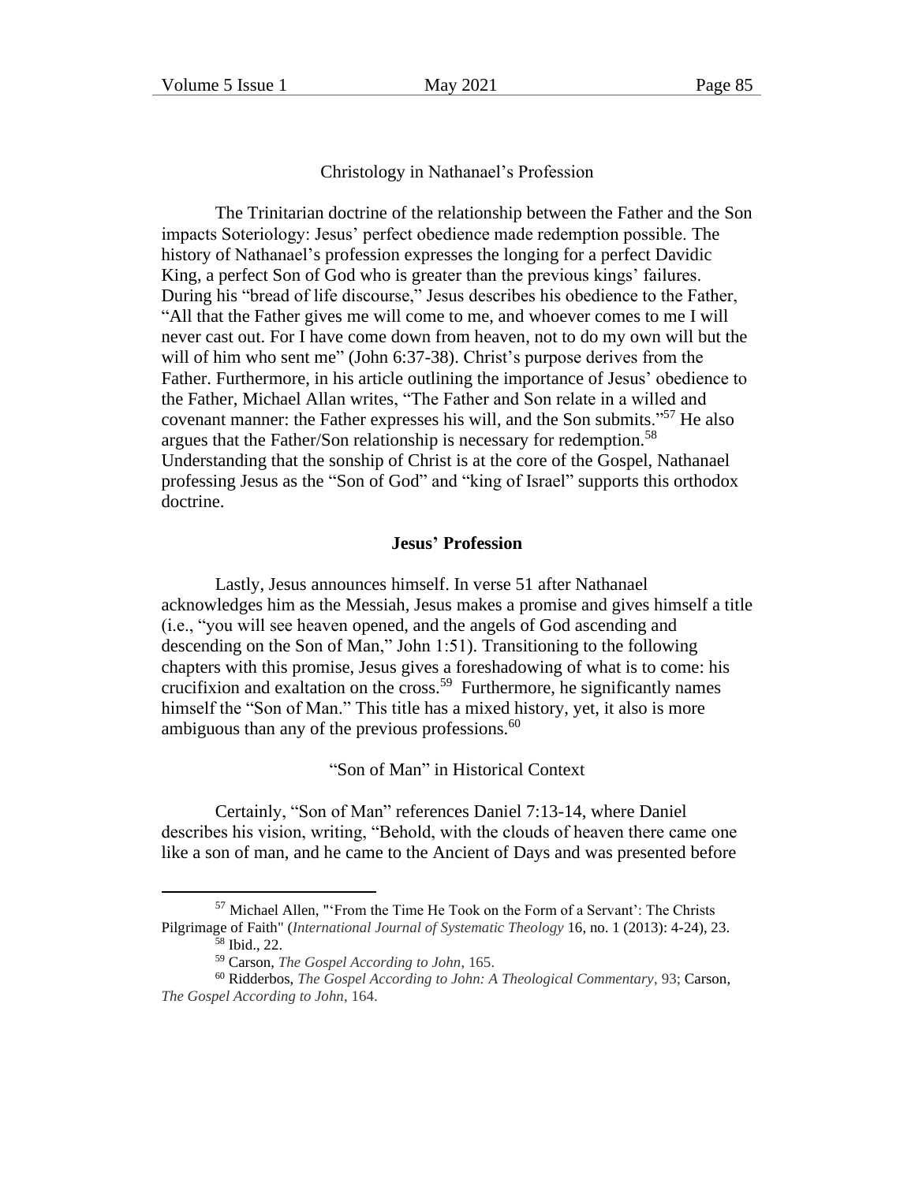Christology in Nathanael's Profession

The Trinitarian doctrine of the relationship between the Father and the Son impacts Soteriology: Jesus' perfect obedience made redemption possible. The history of Nathanael's profession expresses the longing for a perfect Davidic King, a perfect Son of God who is greater than the previous kings' failures. During his "bread of life discourse," Jesus describes his obedience to the Father, "All that the Father gives me will come to me, and whoever comes to me I will never cast out. For I have come down from heaven, not to do my own will but the will of him who sent me" (John 6:37-38). Christ's purpose derives from the Father. Furthermore, in his article outlining the importance of Jesus' obedience to the Father, Michael Allan writes, "The Father and Son relate in a willed and covenant manner: the Father expresses his will, and the Son submits."[57] He also argues that the Father/Son relationship is necessary for redemption.[58] Understanding that the sonship of Christ is at the core of the Gospel, Nathanael professing Jesus as the "Son of God" and "king of Israel" supports this orthodox doctrine.

## Jesus' Profession

Lastly, Jesus announces himself. In verse 51 after Nathanael acknowledges him as the Messiah, Jesus makes a promise and gives himself a title (i.e., "you will see heaven opened, and the angels of God ascending and descending on the Son of Man," John 1:51). Transitioning to the following chapters with this promise, Jesus gives a foreshadowing of what is to come: his crucifixion and exaltation on the cross.[59] Furthermore, he significantly names himself the "Son of Man." This title has a mixed history, yet, it also is more ambiguous than any of the previous professions.[60]

"Son of Man" in Historical Context

Certainly, "Son of Man" references Daniel 7:13-14, where Daniel describes his vision, writing, "Behold, with the clouds of heaven there came one like a son of man, and he came to the Ancient of Days and was presented before

---

[57] Michael Allen, "'From the Time He Took on the Form of a Servant': The Christs Pilgrimage of Faith" (*International Journal of Systematic Theology* 16, no. 1 (2013): 4-24), 23.

[58] Ibid., 22.

[59] Carson, *The Gospel According to John*, 165.

[60] Ridderbos, *The Gospel According to John: A Theological Commentary*, 93; Carson, *The Gospel According to John*, 164.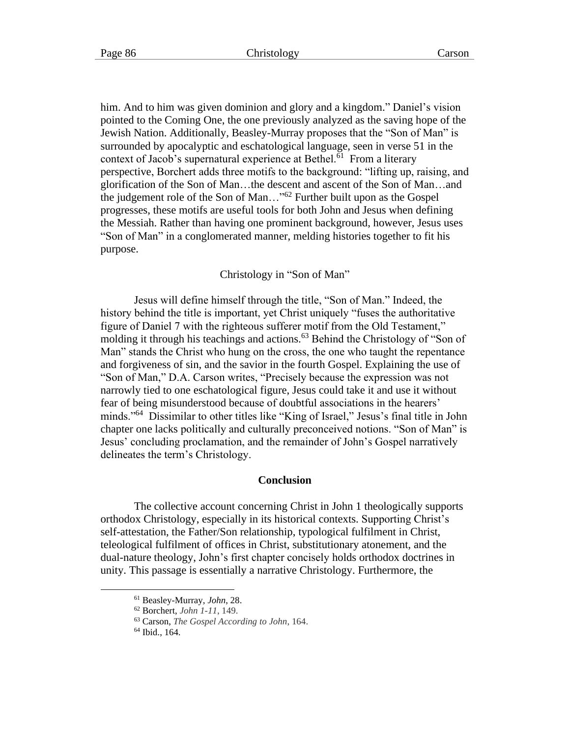him. And to him was given dominion and glory and a kingdom." Daniel's vision pointed to the Coming One, the one previously analyzed as the saving hope of the Jewish Nation. Additionally, Beasley-Murray proposes that the "Son of Man" is surrounded by apocalyptic and eschatological language, seen in verse 51 in the context of Jacob's supernatural experience at Bethel.[61] From a literary perspective, Borchert adds three motifs to the background: "lifting up, raising, and glorification of the Son of Man…the descent and ascent of the Son of Man…and the judgement role of the Son of Man…"[62] Further built upon as the Gospel progresses, these motifs are useful tools for both John and Jesus when defining the Messiah. Rather than having one prominent background, however, Jesus uses "Son of Man" in a conglomerated manner, melding histories together to fit his purpose.

### Christology in "Son of Man"

Jesus will define himself through the title, "Son of Man." Indeed, the history behind the title is important, yet Christ uniquely "fuses the authoritative figure of Daniel 7 with the righteous sufferer motif from the Old Testament," molding it through his teachings and actions.[63] Behind the Christology of "Son of Man" stands the Christ who hung on the cross, the one who taught the repentance and forgiveness of sin, and the savior in the fourth Gospel. Explaining the use of "Son of Man," D.A. Carson writes, "Precisely because the expression was not narrowly tied to one eschatological figure, Jesus could take it and use it without fear of being misunderstood because of doubtful associations in the hearers' minds."[64] Dissimilar to other titles like "King of Israel," Jesus's final title in John chapter one lacks politically and culturally preconceived notions. "Son of Man" is Jesus' concluding proclamation, and the remainder of John's Gospel narratively delineates the term's Christology.

## Conclusion

The collective account concerning Christ in John 1 theologically supports orthodox Christology, especially in its historical contexts. Supporting Christ's self-attestation, the Father/Son relationship, typological fulfilment in Christ, teleological fulfilment of offices in Christ, substitutionary atonement, and the dual-nature theology, John's first chapter concisely holds orthodox doctrines in unity. This passage is essentially a narrative Christology. Furthermore, the

---

[61] Beasley-Murray, *John*, 28.

[62] Borchert, *John 1-11*, 149.

[63] Carson, *The Gospel According to John*, 164.

[64] Ibid., 164.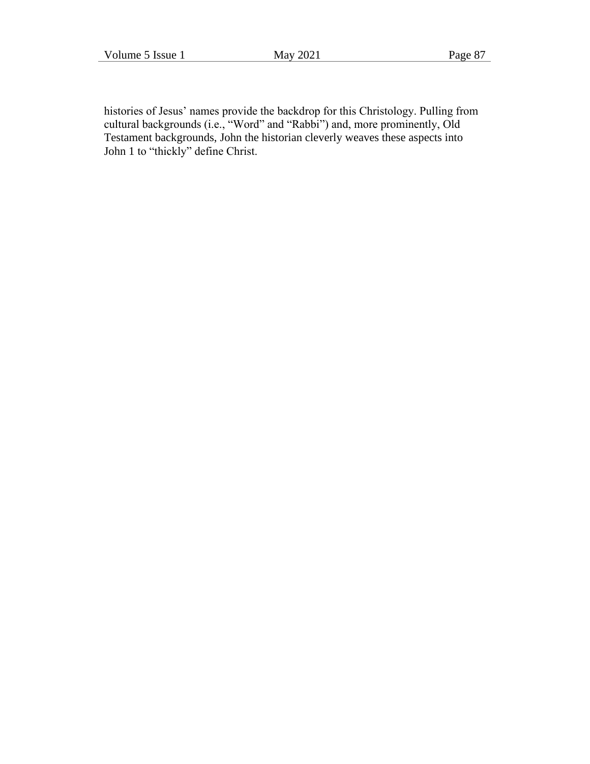histories of Jesus' names provide the backdrop for this Christology. Pulling from cultural backgrounds (i.e., "Word" and "Rabbi") and, more prominently, Old Testament backgrounds, John the historian cleverly weaves these aspects into John 1 to "thickly" define Christ.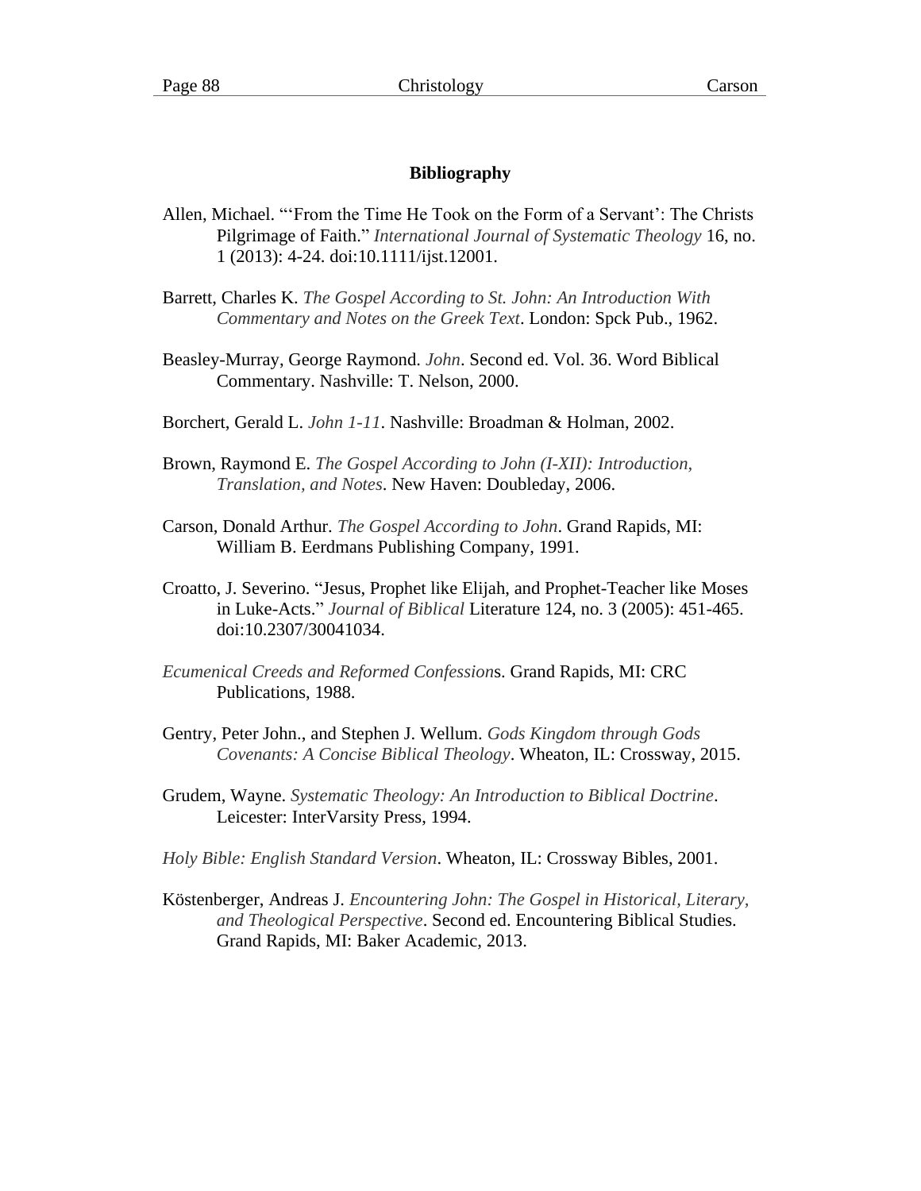**Bibliography**

Allen, Michael. "'From the Time He Took on the Form of a Servant': The Christs Pilgrimage of Faith." *International Journal of Systematic Theology* 16, no. 1 (2013): 4-24. doi:10.1111/ijst.12001.

Barrett, Charles K. *The Gospel According to St. John: An Introduction With Commentary and Notes on the Greek Text*. London: Spck Pub., 1962.

Beasley-Murray, George Raymond. *John*. Second ed. Vol. 36. Word Biblical Commentary. Nashville: T. Nelson, 2000.

Borchert, Gerald L. *John 1-11*. Nashville: Broadman & Holman, 2002.

Brown, Raymond E. *The Gospel According to John (I-XII): Introduction, Translation, and Notes*. New Haven: Doubleday, 2006.

Carson, Donald Arthur. *The Gospel According to John*. Grand Rapids, MI: William B. Eerdmans Publishing Company, 1991.

Croatto, J. Severino. "Jesus, Prophet like Elijah, and Prophet-Teacher like Moses in Luke-Acts." *Journal of Biblical* Literature 124, no. 3 (2005): 451-465. doi:10.2307/30041034.

*Ecumenical Creeds and Reformed Confession*s. Grand Rapids, MI: CRC Publications, 1988.

Gentry, Peter John., and Stephen J. Wellum. *Gods Kingdom through Gods Covenants: A Concise Biblical Theology*. Wheaton, IL: Crossway, 2015.

Grudem, Wayne. *Systematic Theology: An Introduction to Biblical Doctrine*. Leicester: InterVarsity Press, 1994.

*Holy Bible: English Standard Version*. Wheaton, IL: Crossway Bibles, 2001.

Köstenberger, Andreas J. *Encountering John: The Gospel in Historical, Literary, and Theological Perspective*. Second ed. Encountering Biblical Studies. Grand Rapids, MI: Baker Academic, 2013.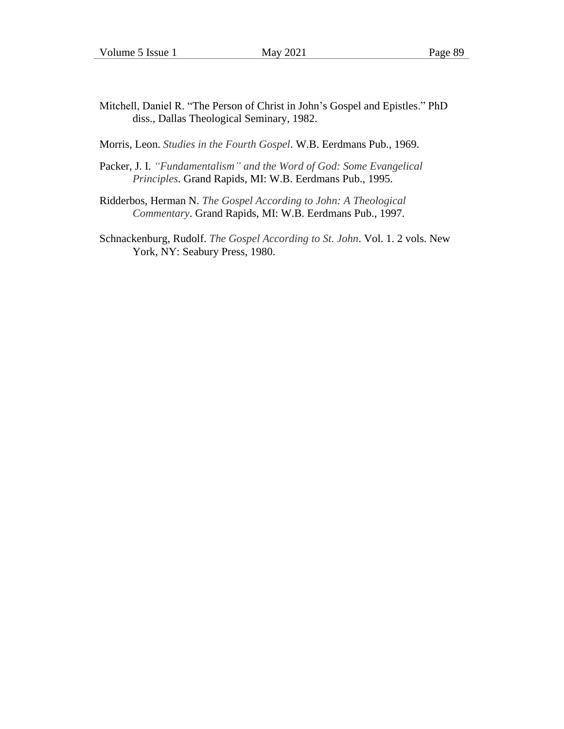Mitchell, Daniel R. “The Person of Christ in John’s Gospel and Epistles.” PhD diss., Dallas Theological Seminary, 1982.

Morris, Leon. *Studies in the Fourth Gospel*. W.B. Eerdmans Pub., 1969.

Packer, J. I. *“Fundamentalism” and the Word of God: Some Evangelical Principles*. Grand Rapids, MI: W.B. Eerdmans Pub., 1995.

Ridderbos, Herman N. *The Gospel According to John: A Theological Commentary*. Grand Rapids, MI: W.B. Eerdmans Pub., 1997.

Schnackenburg, Rudolf. *The Gospel According to St. John*. Vol. 1. 2 vols. New York, NY: Seabury Press, 1980.